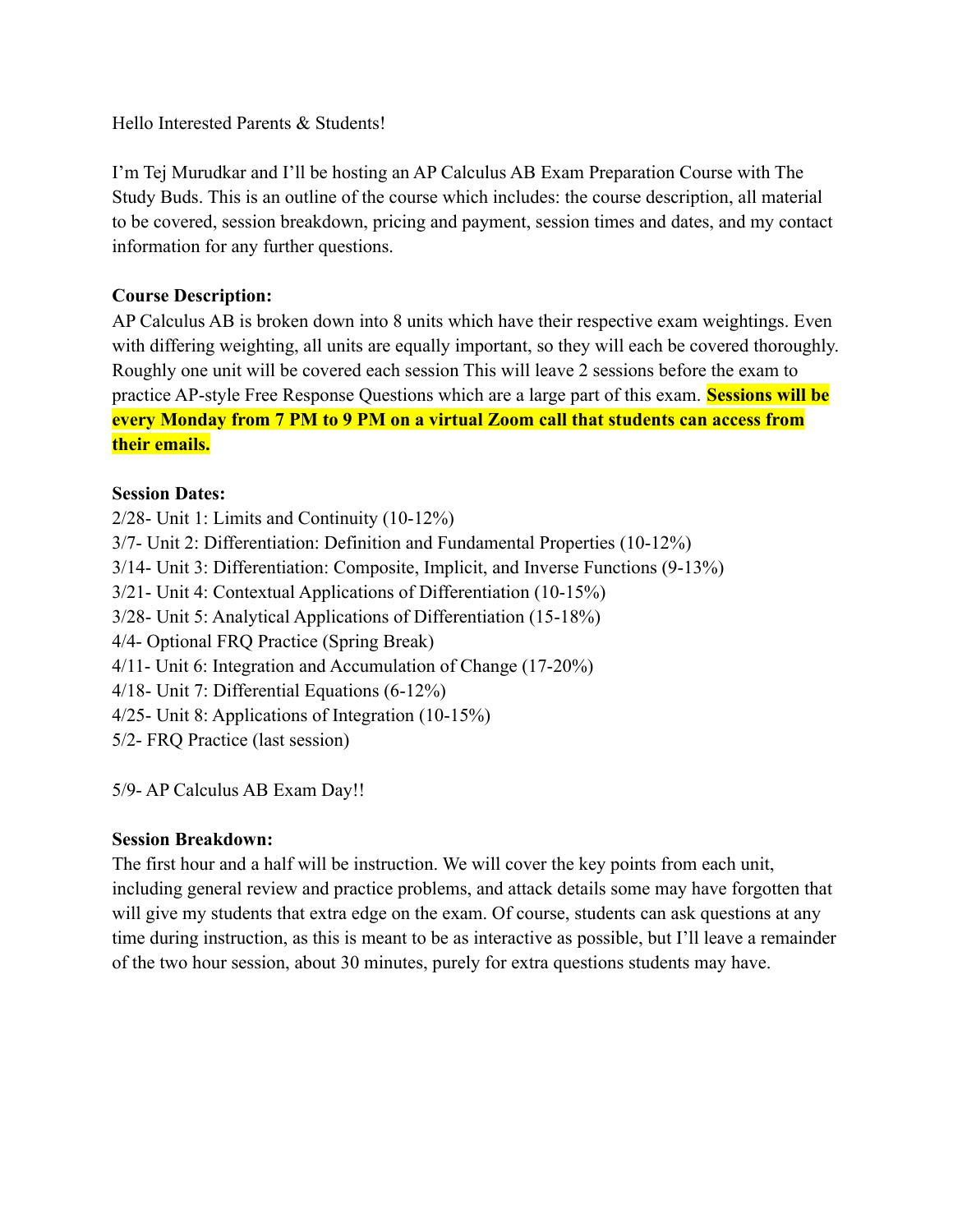Hello Interested Parents & Students!

I'm Tej Murudkar and I'll be hosting an AP Calculus AB Exam Preparation Course with The Study Buds. This is an outline of the course which includes: the course description, all material to be covered, session breakdown, pricing and payment, session times and dates, and my contact information for any further questions.

**Course Description:**
AP Calculus AB is broken down into 8 units which have their respective exam weightings. Even with differing weighting, all units are equally important, so they will each be covered thoroughly. Roughly one unit will be covered each session This will leave 2 sessions before the exam to practice AP-style Free Response Questions which are a large part of this exam. **Sessions will be every Monday from 7 PM to 9 PM on a virtual Zoom call that students can access from their emails.**

**Session Dates:**
2/28- Unit 1: Limits and Continuity (10-12%)
3/7- Unit 2: Differentiation: Definition and Fundamental Properties (10-12%)
3/14- Unit 3: Differentiation: Composite, Implicit, and Inverse Functions (9-13%)
3/21- Unit 4: Contextual Applications of Differentiation (10-15%)
3/28- Unit 5: Analytical Applications of Differentiation (15-18%)
4/4- Optional FRQ Practice (Spring Break)
4/11- Unit 6: Integration and Accumulation of Change (17-20%)
4/18- Unit 7: Differential Equations (6-12%)
4/25- Unit 8: Applications of Integration (10-15%)
5/2- FRQ Practice (last session)

5/9- AP Calculus AB Exam Day!!

**Session Breakdown:**
The first hour and a half will be instruction. We will cover the key points from each unit, including general review and practice problems, and attack details some may have forgotten that will give my students that extra edge on the exam. Of course, students can ask questions at any time during instruction, as this is meant to be as interactive as possible, but I'll leave a remainder of the two hour session, about 30 minutes, purely for extra questions students may have.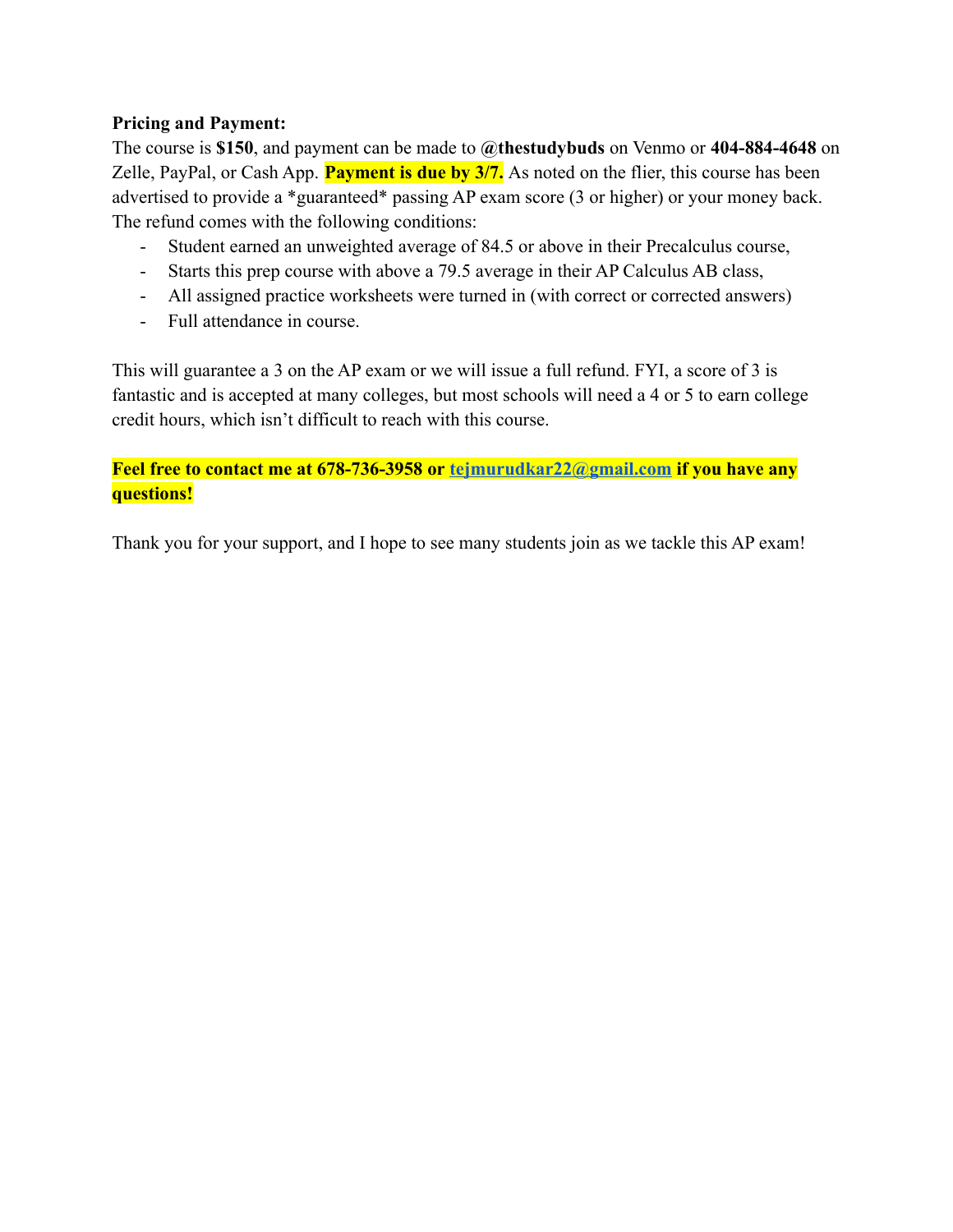**Pricing and Payment:**
The course is **$150**, and payment can be made to **@thestudybuds** on Venmo or **404-884-4648** on Zelle, PayPal, or Cash App. **Payment is due by 3/7.** As noted on the flier, this course has been advertised to provide a *guaranteed* passing AP exam score (3 or higher) or your money back. The refund comes with the following conditions:

- Student earned an unweighted average of 84.5 or above in their Precalculus course,
- Starts this prep course with above a 79.5 average in their AP Calculus AB class,
- All assigned practice worksheets were turned in (with correct or corrected answers)
- Full attendance in course.

This will guarantee a 3 on the AP exam or we will issue a full refund. FYI, a score of 3 is fantastic and is accepted at many colleges, but most schools will need a 4 or 5 to earn college credit hours, which isn't difficult to reach with this course.

**Feel free to contact me at 678-736-3958 or [tejmurudkar22@gmail.com](mailto:tejmurudkar22@gmail.com) if you have any questions!**

Thank you for your support, and I hope to see many students join as we tackle this AP exam!